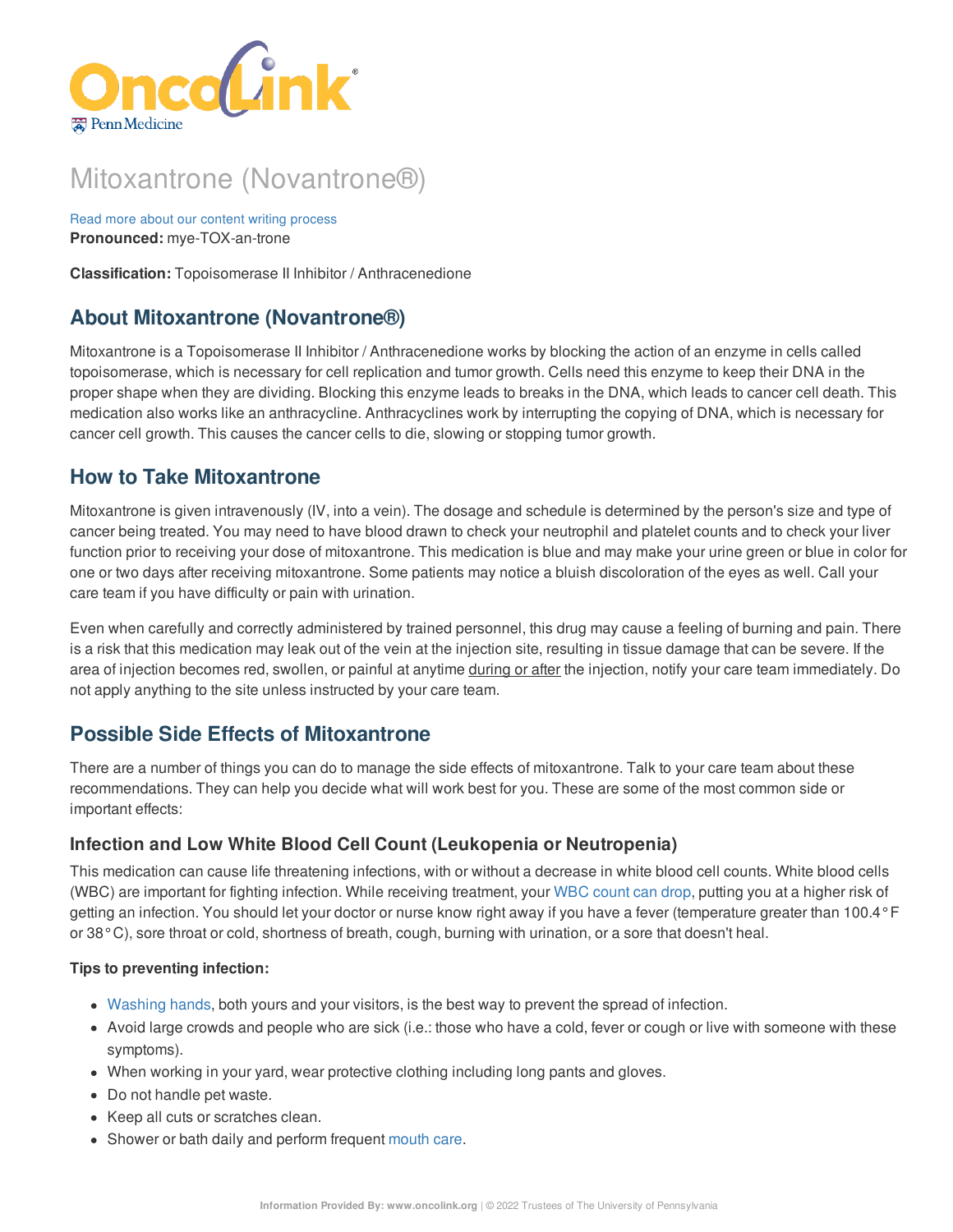# Mitoxantrone (Novantrone®)

Read more about our content writing process

**Pronounced:** mye-TOX-an-trone

**Classification:** Topoisomerase II Inhibitor / Anthracenedione

## About Mitoxantrone (Novantrone®)

Mitoxantrone is a Topoisomerase II Inhibitor / Anthracenedione works by blocking the action of an enzyme in cells called topoisomerase, which is necessary for cell replication and tumor growth. Cells need this enzyme to keep their DNA in the proper shape when they are dividing. Blocking this enzyme leads to breaks in the DNA, which leads to cancer cell death. This medication also works like an anthracycline. Anthracyclines work by interrupting the copying of DNA, which is necessary for cancer cell growth. This causes the cancer cells to die, slowing or stopping tumor growth.

## How to Take Mitoxantrone

Mitoxantrone is given intravenously (IV, into a vein). The dosage and schedule is determined by the person's size and type of cancer being treated. You may need to have blood drawn to check your neutrophil and platelet counts and to check your liver function prior to receiving your dose of mitoxantrone. This medication is blue and may make your urine green or blue in color for one or two days after receiving mitoxantrone. Some patients may notice a bluish discoloration of the eyes as well. Call your care team if you have difficulty or pain with urination.

Even when carefully and correctly administered by trained personnel, this drug may cause a feeling of burning and pain. There is a risk that this medication may leak out of the vein at the injection site, resulting in tissue damage that can be severe. If the area of injection becomes red, swollen, or painful at anytime during or after the injection, notify your care team immediately. Do not apply anything to the site unless instructed by your care team.

## Possible Side Effects of Mitoxantrone

There are a number of things you can do to manage the side effects of mitoxantrone. Talk to your care team about these recommendations. They can help you decide what will work best for you. These are some of the most common or important effects:

### Infection and Low White Blood Cell Count (Leukopenia or Neutropenia)

This medication can cause life threatening infections, with or without a decrease in white blood cell counts. White blood cells (WBC) are important for fighting infection. While receiving treatment, your WBC count can drop, putting you at a higher risk of getting an infection. You should let your doctor or nurse know right away if you have a fever (temperature greater than 100.4°F or 38°C), sore throat or cold, shortness of breath, cough, burning with urination, or a sore that doesn't heal.

**Tips to preventing infection:**

- Washing hands, both yours and your visitors, is the best way to prevent the spread of infection.
- Avoid large crowds and people who are sick (i.e.: those who have a cold, fever or cough or live with someone with these symptoms).
- When working in your yard, wear protective clothing including long pants and gloves.
- Do not handle pet waste.
- Keep all cuts or scratches clean.
- Shower or bath daily and perform frequent mouth care.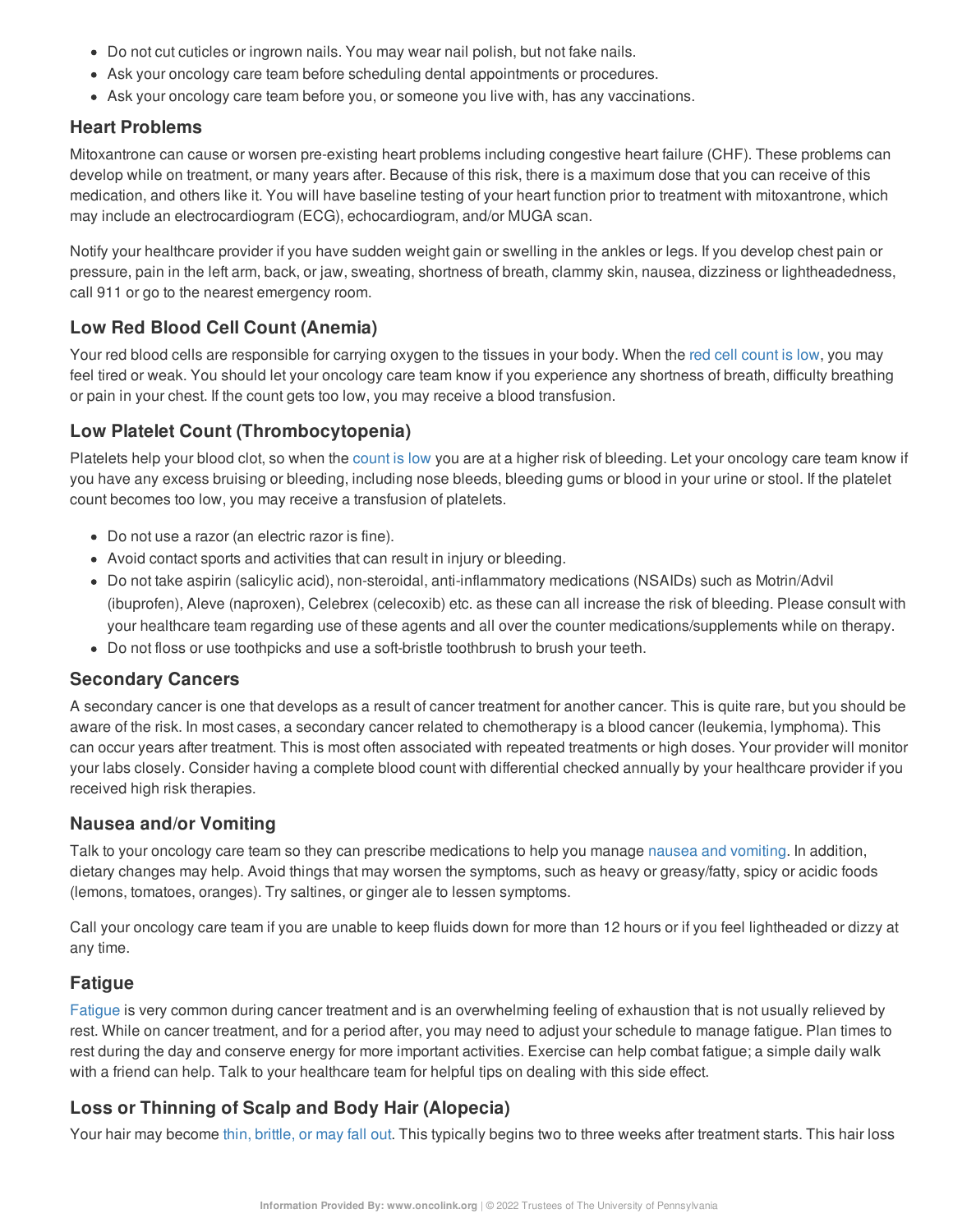- Do not cut cuticles or ingrown nails. You may wear nail polish, but not fake nails.
- Ask your oncology care team before scheduling dental appointments or procedures.
- Ask your oncology care team before you, or someone you live with, has any vaccinations.

### Heart Problems

Mitoxantrone can cause or worsen pre-existing heart problems including congestive heart failure (CHF). These problems can develop while on treatment, or many years after. Because of this risk, there is a maximum dose that you can receive of this medication, and others like it. You will have baseline testing of your heart function prior to treatment with mitoxantrone, which may include an electrocardiogram (ECG), echocardiogram, and/or MUGA scan.

Notify your healthcare provider if you have sudden weight gain or swelling in the ankles or legs. If you develop chest pain or pressure, pain in the left arm, back, or jaw, sweating, shortness of breath, clammy skin, nausea, dizziness or lightheadedness, call 911 or go to the nearest emergency room.

### Low Red Blood Cell Count (Anemia)

Your red blood cells are responsible for carrying oxygen to the tissues in your body. When the red cell count is low, you may feel tired or weak. You should let your oncology care team know if you experience any shortness of breath, difficulty breathing or pain in your chest. If the count gets too low, you may receive a blood transfusion.

### Low Platelet Count (Thrombocytopenia)

Platelets help your blood clot, so when the count is low you are at a higher risk of bleeding. Let your oncology care team know if you have any excess bruising or bleeding, including nose bleeds, bleeding gums or blood in your urine or stool. If the platelet count becomes too low, you may receive a transfusion of platelets.

- Do not use a razor (an electric razor is fine).
- Avoid contact sports and activities that can result in injury or bleeding.
- Do not take aspirin (salicylic acid), non-steroidal, anti-inflammatory medications (NSAIDs) such as Motrin/Advil (ibuprofen), Aleve (naproxen), Celebrex (celecoxib) etc. as these can all increase the risk of bleeding. Please consult with your healthcare team regarding use of these agents and all over the counter medications/supplements while on therapy.
- Do not floss or use toothpicks and use a soft-bristle toothbrush to brush your teeth.

### Secondary Cancers

A secondary cancer is one that develops as a result of cancer treatment for another cancer. This is quite rare, but you should be aware of the risk. In most cases, a secondary cancer related to chemotherapy is a blood cancer (leukemia, lymphoma). This can occur years after treatment. This is most often associated with repeated treatments or high doses. Your provider will monitor your labs closely. Consider having a complete blood count with differential checked annually by your healthcare provider if you received high risk therapies.

### Nausea and/or Vomiting

Talk to your oncology care team so they can prescribe medications to help you manage nausea and vomiting. In addition, dietary changes may help. Avoid things that may worsen the symptoms, such as heavy or greasy/fatty, spicy or acidic foods (lemons, tomatoes, oranges). Try saltines, or ginger ale to lessen symptoms.

Call your oncology care team if you are unable to keep fluids down for more than 12 hours or if you feel lightheaded or dizzy at any time.

### Fatigue

Fatigue is very common during cancer treatment and is an overwhelming feeling of exhaustion that is not usually relieved by rest. While on cancer treatment, and for a period after, you may need to adjust your schedule to manage fatigue. Plan times to rest during the day and conserve energy for more important activities. Exercise can help combat fatigue; a simple daily walk with a friend can help. Talk to your healthcare team for helpful tips on dealing with this side effect.

### Loss or Thinning of Scalp and Body Hair (Alopecia)

Your hair may become thin, brittle, or may fall out. This typically begins two to three weeks after treatment starts. This hair loss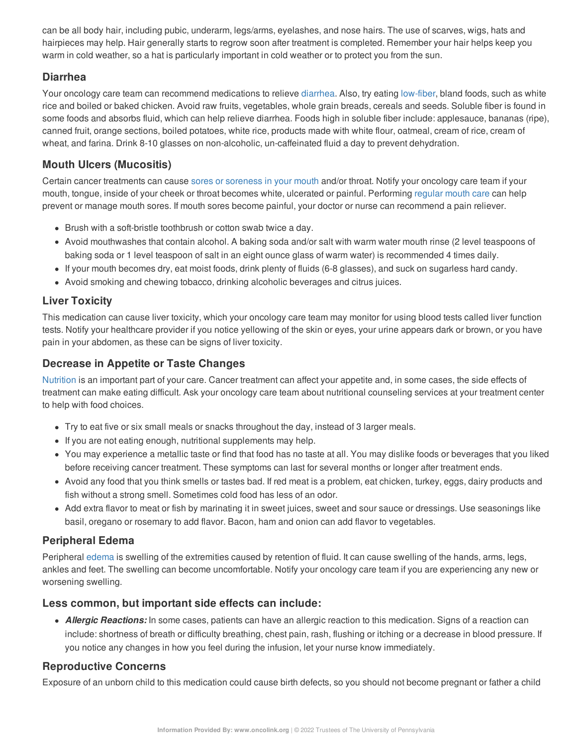can be all body hair, including pubic, underarm, legs/arms, eyelashes, and nose hairs. The use of scarves, wigs, hats and hairpieces may help. Hair generally starts to regrow soon after treatment is completed. Remember your hair helps keep you warm in cold weather, so a hat is particularly important in cold weather or to protect you from the sun.

### Diarrhea

Your oncology care team can recommend medications to relieve diarrhea. Also, try eating low-fiber, bland foods, such as white rice and boiled or baked chicken. Avoid raw fruits, vegetables, whole grain breads, cereals and seeds. Soluble fiber is found in some foods and absorbs fluid, which can help relieve diarrhea. Foods high in soluble fiber include: applesauce, bananas (ripe), canned fruit, orange sections, boiled potatoes, white rice, products made with white flour, oatmeal, cream of rice, cream of wheat, and farina. Drink 8-10 glasses on non-alcoholic, un-caffeinated fluid a day to prevent dehydration.

### Mouth Ulcers (Mucositis)

Certain cancer treatments can cause sores or soreness in your mouth and/or throat. Notify your oncology care team if your mouth, tongue, inside of your cheek or throat becomes white, ulcerated or painful. Performing regular mouth care can help prevent or manage mouth sores. If mouth sores become painful, your doctor or nurse can recommend a pain reliever.

- Brush with a soft-bristle toothbrush or cotton swab twice a day.
- Avoid mouthwashes that contain alcohol. A baking soda and/or salt with warm water mouth rinse (2 level teaspoons of baking soda or 1 level teaspoon of salt in an eight ounce glass of warm water) is recommended 4 times daily.
- If your mouth becomes dry, eat moist foods, drink plenty of fluids (6-8 glasses), and suck on sugarless hard candy.
- Avoid smoking and chewing tobacco, drinking alcoholic beverages and citrus juices.

### Liver Toxicity

This medication can cause liver toxicity, which your oncology care team may monitor for using blood tests called liver function tests. Notify your healthcare provider if you notice yellowing of the skin or eyes, your urine appears dark or brown, or you have pain in your abdomen, as these can be signs of liver toxicity.

### Decrease in Appetite or Taste Changes

Nutrition is an important part of your care. Cancer treatment can affect your appetite and, in some cases, the side effects of treatment can make eating difficult. Ask your oncology care team about nutritional counseling services at your treatment center to help with food choices.

- Try to eat five or six small meals or snacks throughout the day, instead of 3 larger meals.
- If you are not eating enough, nutritional supplements may help.
- You may experience a metallic taste or find that food has no taste at all. You may dislike foods or beverages that you liked before receiving cancer treatment. These symptoms can last for several months or longer after treatment ends.
- Avoid any food that you think smells or tastes bad. If red meat is a problem, eat chicken, turkey, eggs, dairy products and fish without a strong smell. Sometimes cold food has less of an odor.
- Add extra flavor to meat or fish by marinating it in sweet juices, sweet and sour sauce or dressings. Use seasonings like basil, oregano or rosemary to add flavor. Bacon, ham and onion can add flavor to vegetables.

### Peripheral Edema

Peripheral edema is swelling of the extremities caused by retention of fluid. It can cause swelling of the hands, arms, legs, ankles and feet. The swelling can become uncomfortable. Notify your oncology care team if you are experiencing any new or worsening swelling.

### Less common, but important side effects can include:

- ***Allergic Reactions:*** In some cases, patients can have an allergic reaction to this medication. Signs of a reaction can include: shortness of breath or difficulty breathing, chest pain, rash, flushing or itching or a decrease in blood pressure. If you notice any changes in how you feel during the infusion, let your nurse know immediately.

### Reproductive Concerns

Exposure of an unborn child to this medication could cause birth defects, so you should not become pregnant or father a child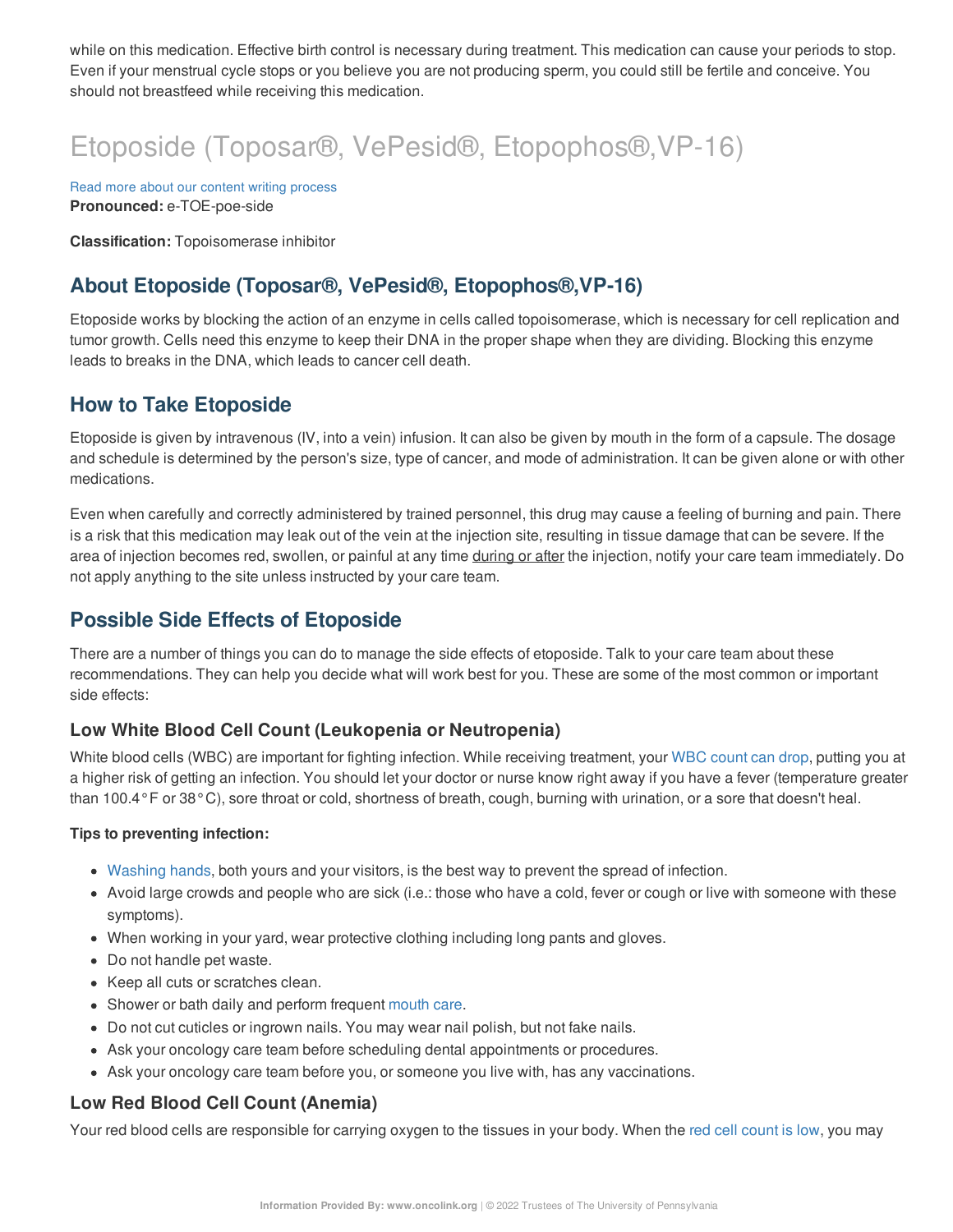while on this medication. Effective birth control is necessary during treatment. This medication can cause your periods to stop. Even if your menstrual cycle stops or you believe you are not producing sperm, you could still be fertile and conceive. You should not breastfeed while receiving this medication.

# Etoposide (Toposar®, VePesid®, Etopophos®,VP-16)

Read more about our content writing process

**Pronounced:** e-TOE-poe-side

**Classification:** Topoisomerase inhibitor

## About Etoposide (Toposar®, VePesid®, Etopophos®,VP-16)

Etoposide works by blocking the action of an enzyme in cells called topoisomerase, which is necessary for cell replication and tumor growth. Cells need this enzyme to keep their DNA in the proper shape when they are dividing. Blocking this enzyme leads to breaks in the DNA, which leads to cancer cell death.

## How to Take Etoposide

Etoposide is given by intravenous (IV, into a vein) infusion. It can also be given by mouth in the form of a capsule. The dosage and schedule is determined by the person's size, type of cancer, and mode of administration. It can be given alone or with other medications.

Even when carefully and correctly administered by trained personnel, this drug may cause a feeling of burning and pain. There is a risk that this medication may leak out of the vein at the injection site, resulting in tissue damage that can be severe. If the area of injection becomes red, swollen, or painful at any time during or after the injection, notify your care team immediately. Do not apply anything to the site unless instructed by your care team.

## Possible Side Effects of Etoposide

There are a number of things you can do to manage the side effects of etoposide. Talk to your care team about these recommendations. They can help you decide what will work best for you. These are some of the most common or important side effects:

### Low White Blood Cell Count (Leukopenia or Neutropenia)

White blood cells (WBC) are important for fighting infection. While receiving treatment, your WBC count can drop, putting you at a higher risk of getting an infection. You should let your doctor or nurse know right away if you have a fever (temperature greater than 100.4°F or 38°C), sore throat or cold, shortness of breath, cough, burning with urination, or a sore that doesn't heal.

**Tips to preventing infection:**

- Washing hands, both yours and your visitors, is the best way to prevent the spread of infection.
- Avoid large crowds and people who are sick (i.e.: those who have a cold, fever or cough or live with someone with these symptoms).
- When working in your yard, wear protective clothing including long pants and gloves.
- Do not handle pet waste.
- Keep all cuts or scratches clean.
- Shower or bath daily and perform frequent mouth care.
- Do not cut cuticles or ingrown nails. You may wear nail polish, but not fake nails.
- Ask your oncology care team before scheduling dental appointments or procedures.
- Ask your oncology care team before you, or someone you live with, has any vaccinations.

### Low Red Blood Cell Count (Anemia)

Your red blood cells are responsible for carrying oxygen to the tissues in your body. When the red cell count is low, you may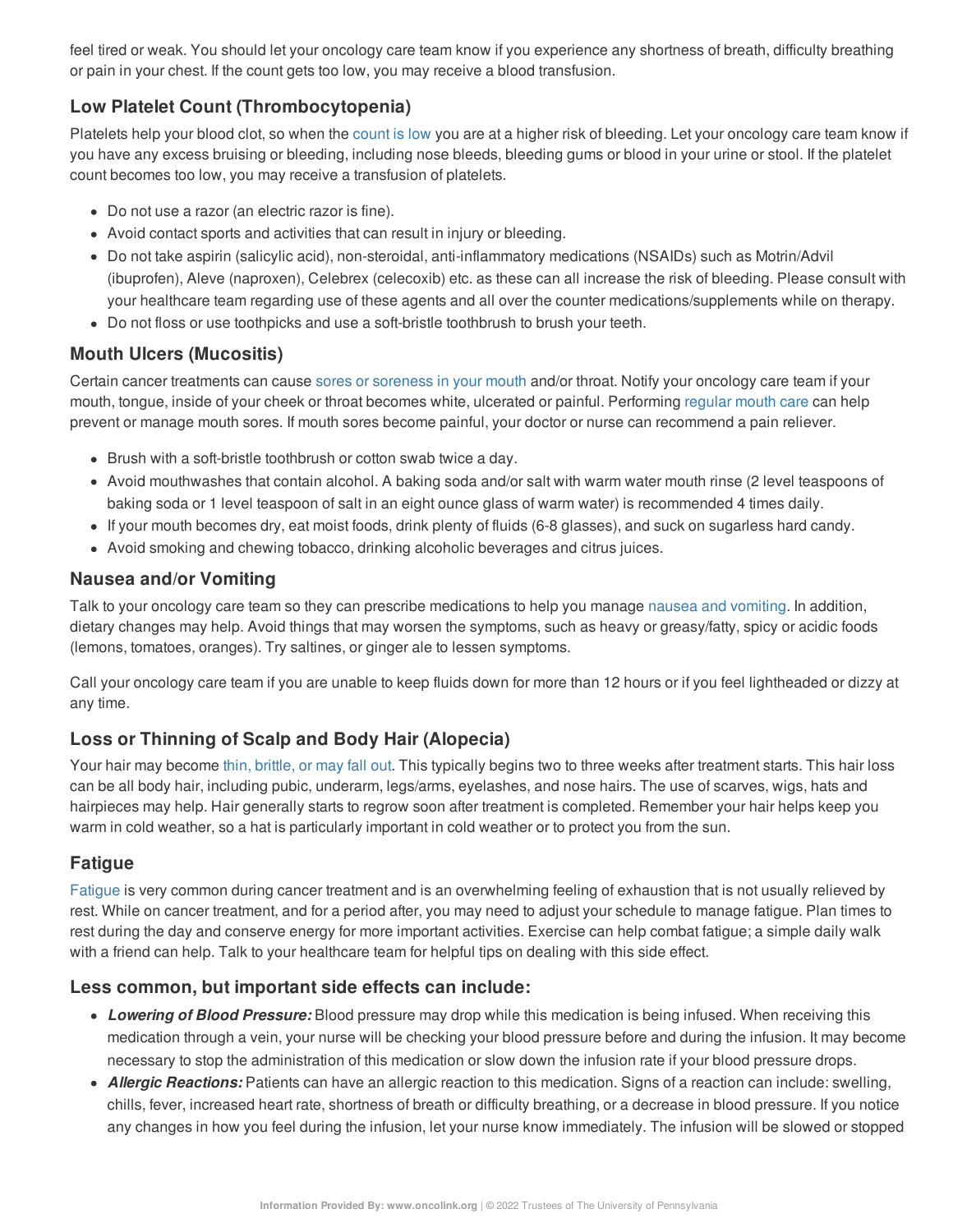feel tired or weak. You should let your oncology care team know if you experience any shortness of breath, difficulty breathing or pain in your chest. If the count gets too low, you may receive a blood transfusion.

### Low Platelet Count (Thrombocytopenia)

Platelets help your blood clot, so when the count is low you are at a higher risk of bleeding. Let your oncology care team know if you have any excess bruising or bleeding, including nose bleeds, bleeding gums or blood in your urine or stool. If the platelet count becomes too low, you may receive a transfusion of platelets.

- Do not use a razor (an electric razor is fine).
- Avoid contact sports and activities that can result in injury or bleeding.
- Do not take aspirin (salicylic acid), non-steroidal, anti-inflammatory medications (NSAIDs) such as Motrin/Advil (ibuprofen), Aleve (naproxen), Celebrex (celecoxib) etc. as these can all increase the risk of bleeding. Please consult with your healthcare team regarding use of these agents and all over the counter medications/supplements while on therapy.
- Do not floss or use toothpicks and use a soft-bristle toothbrush to brush your teeth.

### Mouth Ulcers (Mucositis)

Certain cancer treatments can cause sores or soreness in your mouth and/or throat. Notify your oncology care team if your mouth, tongue, inside of your cheek or throat becomes white, ulcerated or painful. Performing regular mouth care can help prevent or manage mouth sores. If mouth sores become painful, your doctor or nurse can recommend a pain reliever.

- Brush with a soft-bristle toothbrush or cotton swab twice a day.
- Avoid mouthwashes that contain alcohol. A baking soda and/or salt with warm water mouth rinse (2 level teaspoons of baking soda or 1 level teaspoon of salt in an eight ounce glass of warm water) is recommended 4 times daily.
- If your mouth becomes dry, eat moist foods, drink plenty of fluids (6-8 glasses), and suck on sugarless hard candy.
- Avoid smoking and chewing tobacco, drinking alcoholic beverages and citrus juices.

### Nausea and/or Vomiting

Talk to your oncology care team so they can prescribe medications to help you manage nausea and vomiting. In addition, dietary changes may help. Avoid things that may worsen the symptoms, such as heavy or greasy/fatty, spicy or acidic foods (lemons, tomatoes, oranges). Try saltines, or ginger ale to lessen symptoms.

Call your oncology care team if you are unable to keep fluids down for more than 12 hours or if you feel lightheaded or dizzy at any time.

### Loss or Thinning of Scalp and Body Hair (Alopecia)

Your hair may become thin, brittle, or may fall out. This typically begins two to three weeks after treatment starts. This hair loss can be all body hair, including pubic, underarm, legs/arms, eyelashes, and nose hairs. The use of scarves, wigs, hats and hairpieces may help. Hair generally starts to regrow soon after treatment is completed. Remember your hair helps keep you warm in cold weather, so a hat is particularly important in cold weather or to protect you from the sun.

### Fatigue

Fatigue is very common during cancer treatment and is an overwhelming feeling of exhaustion that is not usually relieved by rest. While on cancer treatment, and for a period after, you may need to adjust your schedule to manage fatigue. Plan times to rest during the day and conserve energy for more important activities. Exercise can help combat fatigue; a simple daily walk with a friend can help. Talk to your healthcare team for helpful tips on dealing with this side effect.

### Less common, but important side effects can include:

- ***Lowering of Blood Pressure:*** Blood pressure may drop while this medication is being infused. When receiving this medication through a vein, your nurse will be checking your blood pressure before and during the infusion. It may become necessary to stop the administration of this medication or slow down the infusion rate if your blood pressure drops.
- ***Allergic Reactions:*** Patients can have an allergic reaction to this medication. Signs of a reaction can include: swelling, chills, fever, increased heart rate, shortness of breath or difficulty breathing, or a decrease in blood pressure. If you notice any changes in how you feel during the infusion, let your nurse know immediately. The infusion will be slowed or stopped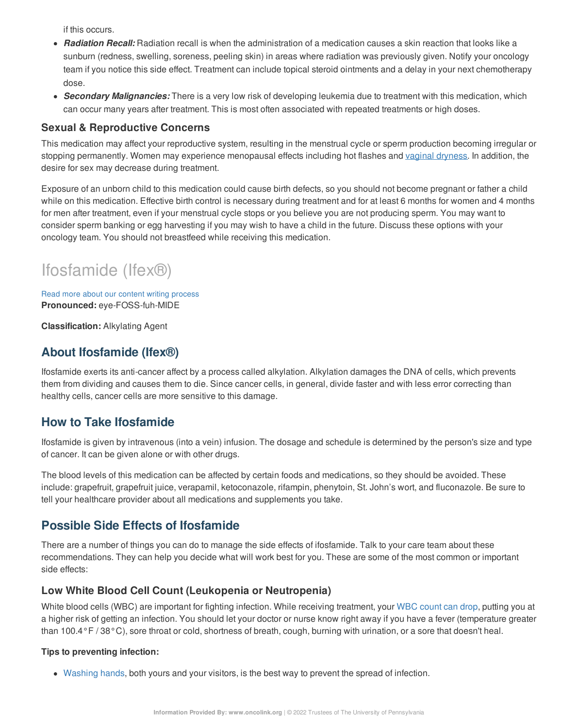if this occurs.

- ***Radiation Recall:*** Radiation recall is when the administration of a medication causes a skin reaction that looks like a sunburn (redness, swelling, soreness, peeling skin) in areas where radiation was previously given. Notify your oncology team if you notice this side effect. Treatment can include topical steroid ointments and a delay in your next chemotherapy dose.
- ***Secondary Malignancies:*** There is a very low risk of developing leukemia due to treatment with this medication, which can occur many years after treatment. This is most often associated with repeated treatments or high doses.

### Sexual & Reproductive Concerns

This medication may affect your reproductive system, resulting in the menstrual cycle or sperm production becoming irregular or stopping permanently. Women may experience menopausal effects including hot flashes and vaginal dryness. In addition, the desire for sex may decrease during treatment.

Exposure of an unborn child to this medication could cause birth defects, so you should not become pregnant or father a child while on this medication. Effective birth control is necessary during treatment and for at least 6 months for women and 4 months for men after treatment, even if your menstrual cycle stops or you believe you are not producing sperm. You may want to consider sperm banking or egg harvesting if you may wish to have a child in the future. Discuss these options with your oncology team. You should not breastfeed while receiving this medication.

# Ifosfamide (Ifex®)

Read more about our content writing process

**Pronounced:** eye-FOSS-fuh-MIDE

**Classification:** Alkylating Agent

## About Ifosfamide (Ifex®)

Ifosfamide exerts its anti-cancer affect by a process called alkylation. Alkylation damages the DNA of cells, which prevents them from dividing and causes them to die. Since cancer cells, in general, divide faster and with less error correcting than healthy cells, cancer cells are more sensitive to this damage.

## How to Take Ifosfamide

Ifosfamide is given by intravenous (into a vein) infusion. The dosage and schedule is determined by the person's size and type of cancer. It can be given alone or with other drugs.

The blood levels of this medication can be affected by certain foods and medications, so they should be avoided. These include: grapefruit, grapefruit juice, verapamil, ketoconazole, rifampin, phenytoin, St. John's wort, and fluconazole. Be sure to tell your healthcare provider about all medications and supplements you take.

## Possible Side Effects of Ifosfamide

There are a number of things you can do to manage the side effects of ifosfamide. Talk to your care team about these recommendations. They can help you decide what will work best for you. These are some of the most common or important side effects:

### Low White Blood Cell Count (Leukopenia or Neutropenia)

White blood cells (WBC) are important for fighting infection. While receiving treatment, your WBC count can drop, putting you at a higher risk of getting an infection. You should let your doctor or nurse know right away if you have a fever (temperature greater than 100.4°F / 38°C), sore throat or cold, shortness of breath, cough, burning with urination, or a sore that doesn't heal.

**Tips to preventing infection:**

- Washing hands, both yours and your visitors, is the best way to prevent the spread of infection.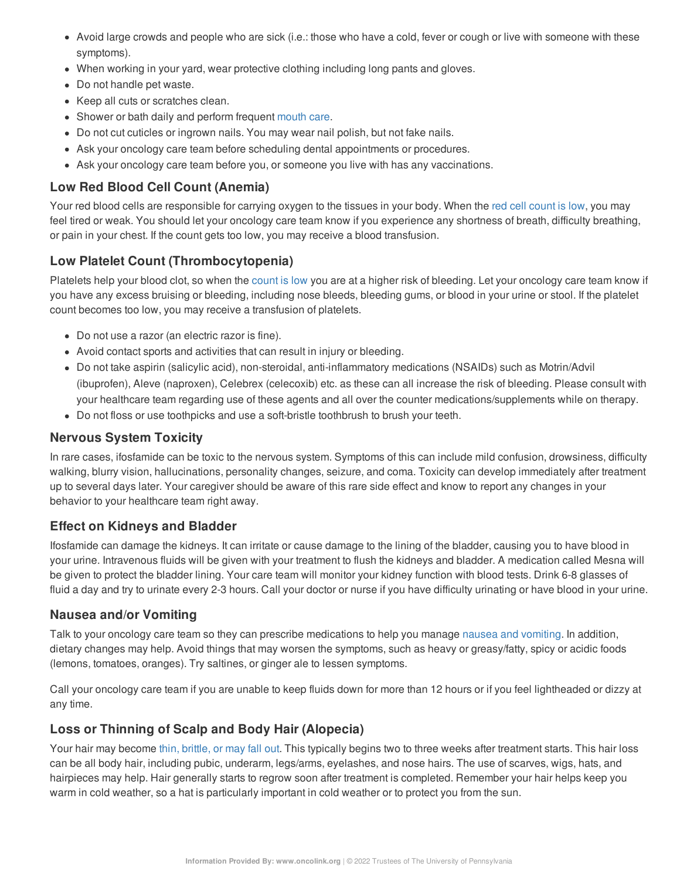- Avoid large crowds and people who are sick (i.e.: those who have a cold, fever or cough or live with someone with these symptoms).
- When working in your yard, wear protective clothing including long pants and gloves.
- Do not handle pet waste.
- Keep all cuts or scratches clean.
- Shower or bath daily and perform frequent mouth care.
- Do not cut cuticles or ingrown nails. You may wear nail polish, but not fake nails.
- Ask your oncology care team before scheduling dental appointments or procedures.
- Ask your oncology care team before you, or someone you live with has any vaccinations.

## Low Red Blood Cell Count (Anemia)

Your red blood cells are responsible for carrying oxygen to the tissues in your body. When the red cell count is low, you may feel tired or weak. You should let your oncology care team know if you experience any shortness of breath, difficulty breathing, or pain in your chest. If the count gets too low, you may receive a blood transfusion.

## Low Platelet Count (Thrombocytopenia)

Platelets help your blood clot, so when the count is low you are at a higher risk of bleeding. Let your oncology care team know if you have any excess bruising or bleeding, including nose bleeds, bleeding gums, or blood in your urine or stool. If the platelet count becomes too low, you may receive a transfusion of platelets.

- Do not use a razor (an electric razor is fine).
- Avoid contact sports and activities that can result in injury or bleeding.
- Do not take aspirin (salicylic acid), non-steroidal, anti-inflammatory medications (NSAIDs) such as Motrin/Advil (ibuprofen), Aleve (naproxen), Celebrex (celecoxib) etc. as these can all increase the risk of bleeding. Please consult with your healthcare team regarding use of these agents and all over the counter medications/supplements while on therapy.
- Do not floss or use toothpicks and use a soft-bristle toothbrush to brush your teeth.

## Nervous System Toxicity

In rare cases, ifosfamide can be toxic to the nervous system. Symptoms of this can include mild confusion, drowsiness, difficulty walking, blurry vision, hallucinations, personality changes, seizure, and coma. Toxicity can develop immediately after treatment up to several days later. Your caregiver should be aware of this rare side effect and know to report any changes in your behavior to your healthcare team right away.

## Effect on Kidneys and Bladder

Ifosfamide can damage the kidneys. It can irritate or cause damage to the lining of the bladder, causing you to have blood in your urine. Intravenous fluids will be given with your treatment to flush the kidneys and bladder. A medication called Mesna will be given to protect the bladder lining. Your care team will monitor your kidney function with blood tests. Drink 6-8 glasses of fluid a day and try to urinate every 2-3 hours. Call your doctor or nurse if you have difficulty urinating or have blood in your urine.

## Nausea and/or Vomiting

Talk to your oncology care team so they can prescribe medications to help you manage nausea and vomiting. In addition, dietary changes may help. Avoid things that may worsen the symptoms, such as heavy or greasy/fatty, spicy or acidic foods (lemons, tomatoes, oranges). Try saltines, or ginger ale to lessen symptoms.

Call your oncology care team if you are unable to keep fluids down for more than 12 hours or if you feel lightheaded or dizzy at any time.

## Loss or Thinning of Scalp and Body Hair (Alopecia)

Your hair may become thin, brittle, or may fall out. This typically begins two to three weeks after treatment starts. This hair loss can be all body hair, including pubic, underarm, legs/arms, eyelashes, and nose hairs. The use of scarves, wigs, hats, and hairpieces may help. Hair generally starts to regrow soon after treatment is completed. Remember your hair helps keep you warm in cold weather, so a hat is particularly important in cold weather or to protect you from the sun.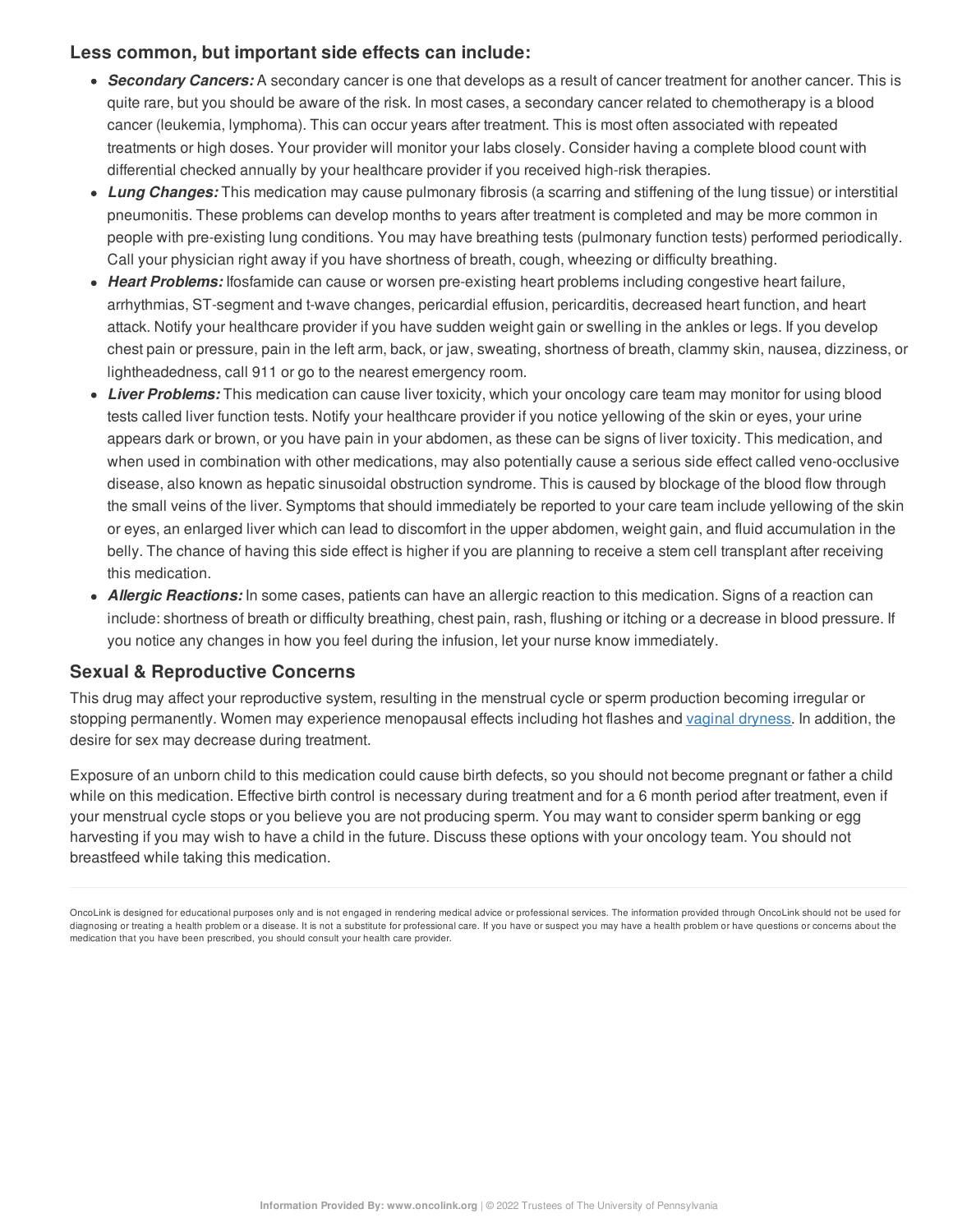### Less common, but important side effects can include:

- ***Secondary Cancers:*** A secondary cancer is one that develops as a result of cancer treatment for another cancer. This is quite rare, but you should be aware of the risk. In most cases, a secondary cancer related to chemotherapy is a blood cancer (leukemia, lymphoma). This can occur years after treatment. This is most often associated with repeated treatments or high doses. Your provider will monitor your labs closely. Consider having a complete blood count with differential checked annually by your healthcare provider if you received high-risk therapies.
- ***Lung Changes:*** This medication may cause pulmonary fibrosis (a scarring and stiffening of the lung tissue) or interstitial pneumonitis. These problems can develop months to years after treatment is completed and may be more common in people with pre-existing lung conditions. You may have breathing tests (pulmonary function tests) performed periodically. Call your physician right away if you have shortness of breath, cough, wheezing or difficulty breathing.
- ***Heart Problems:*** Ifosfamide can cause or worsen pre-existing heart problems including congestive heart failure, arrhythmias, ST-segment and t-wave changes, pericardial effusion, pericarditis, decreased heart function, and heart attack. Notify your healthcare provider if you have sudden weight gain or swelling in the ankles or legs. If you develop chest pain or pressure, pain in the left arm, back, or jaw, sweating, shortness of breath, clammy skin, nausea, dizziness, or lightheadedness, call 911 or go to the nearest emergency room.
- ***Liver Problems:*** This medication can cause liver toxicity, which your oncology care team may monitor for using blood tests called liver function tests. Notify your healthcare provider if you notice yellowing of the skin or eyes, your urine appears dark or brown, or you have pain in your abdomen, as these can be signs of liver toxicity. This medication, and when used in combination with other medications, may also potentially cause a serious side effect called veno-occlusive disease, also known as hepatic sinusoidal obstruction syndrome. This is caused by blockage of the blood flow through the small veins of the liver. Symptoms that should immediately be reported to your care team include yellowing of the skin or eyes, an enlarged liver which can lead to discomfort in the upper abdomen, weight gain, and fluid accumulation in the belly. The chance of having this side effect is higher if you are planning to receive a stem cell transplant after receiving this medication.
- ***Allergic Reactions:*** In some cases, patients can have an allergic reaction to this medication. Signs of a reaction can include: shortness of breath or difficulty breathing, chest pain, rash, flushing or itching or a decrease in blood pressure. If you notice any changes in how you feel during the infusion, let your nurse know immediately.

## Sexual & Reproductive Concerns

This drug may affect your reproductive system, resulting in the menstrual cycle or sperm production becoming irregular or stopping permanently. Women may experience menopausal effects including hot flashes and vaginal dryness. In addition, the desire for sex may decrease during treatment.

Exposure of an unborn child to this medication could cause birth defects, so you should not become pregnant or father a child while on this medication. Effective birth control is necessary during treatment and for a 6 month period after treatment, even if your menstrual cycle stops or you believe you are not producing sperm. You may want to consider sperm banking or egg harvesting if you may wish to have a child in the future. Discuss these options with your oncology team. You should not breastfeed while taking this medication.

OncoLink is designed for educational purposes only and is not engaged in rendering medical advice or professional services. The information provided through OncoLink should not be used for diagnosing or treating a health problem or a disease. It is not a substitute for professional care. If you have or suspect you may have a health problem or have questions or concerns about the medication that you have been prescribed, you should consult your health care provider.